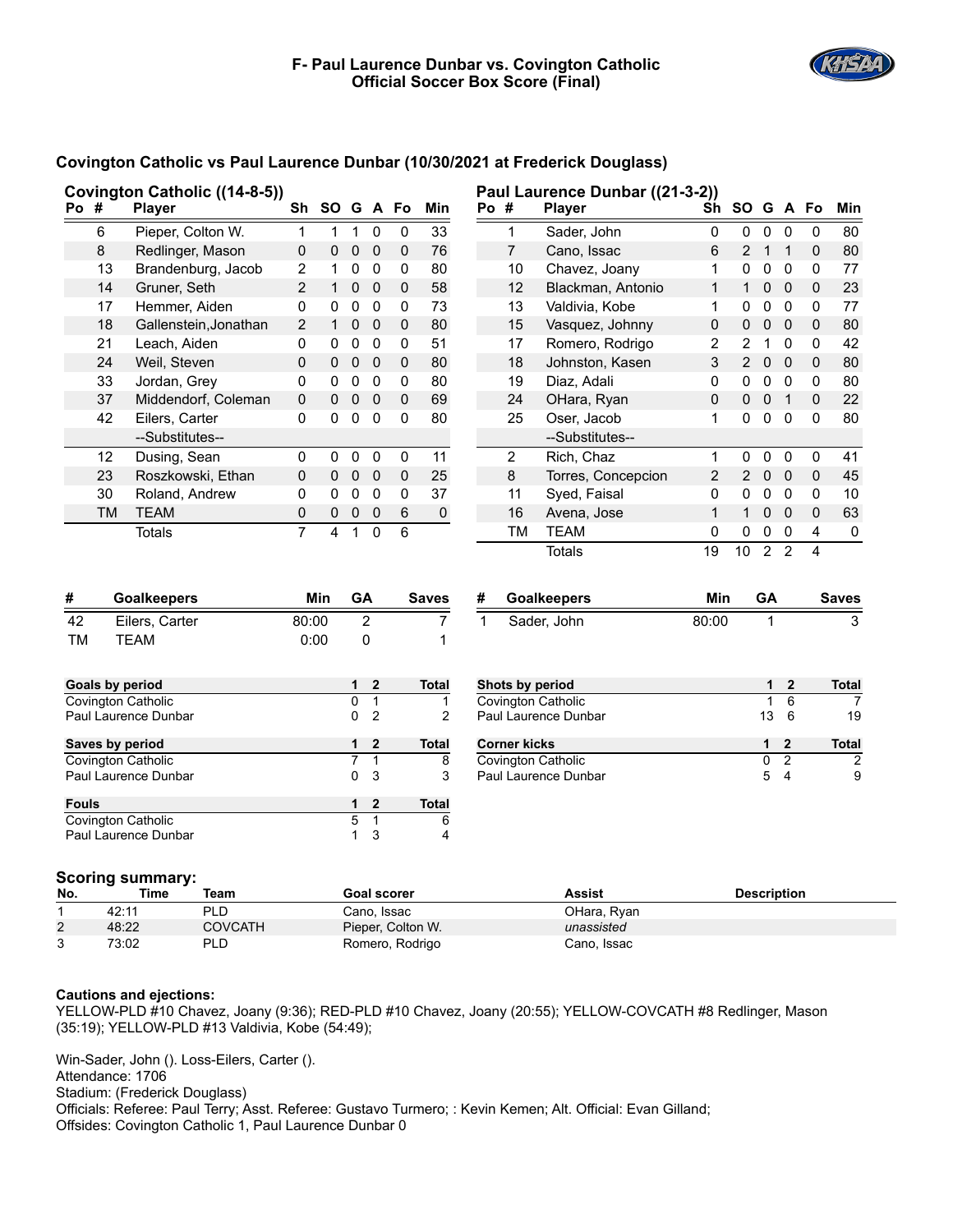# F- Paul Laurence Dunbar vs. Covington Catholic
## Official Soccer Box Score (Final)

### Covington Catholic vs Paul Laurence Dunbar (10/30/2021 at Frederick Douglass)

**Covington Catholic ((14-8-5))**

| Po | # | Player | Sh | SO | G | A | Fo | Min |
|---|---|---|---|---|---|---|---|---|
| | 6 | Pieper, Colton W. | 1 | 1 | 1 | 0 | 0 | 33 |
| | 8 | Redlinger, Mason | 0 | 0 | 0 | 0 | 0 | 76 |
| | 13 | Brandenburg, Jacob | 2 | 1 | 0 | 0 | 0 | 80 |
| | 14 | Gruner, Seth | 2 | 1 | 0 | 0 | 0 | 58 |
| | 17 | Hemmer, Aiden | 0 | 0 | 0 | 0 | 0 | 73 |
| | 18 | Gallenstein,Jonathan | 2 | 1 | 0 | 0 | 0 | 80 |
| | 21 | Leach, Aiden | 0 | 0 | 0 | 0 | 0 | 51 |
| | 24 | Weil, Steven | 0 | 0 | 0 | 0 | 0 | 80 |
| | 33 | Jordan, Grey | 0 | 0 | 0 | 0 | 0 | 80 |
| | 37 | Middendorf, Coleman | 0 | 0 | 0 | 0 | 0 | 69 |
| | 42 | Eilers, Carter | 0 | 0 | 0 | 0 | 0 | 80 |
| | | --Substitutes-- | | | | | | |
| | 12 | Dusing, Sean | 0 | 0 | 0 | 0 | 0 | 11 |
| | 23 | Roszkowski, Ethan | 0 | 0 | 0 | 0 | 0 | 25 |
| | 30 | Roland, Andrew | 0 | 0 | 0 | 0 | 0 | 37 |
| | TM | TEAM | 0 | 0 | 0 | 0 | 6 | 0 |
| | | Totals | 7 | 4 | 1 | 0 | 6 | |

**Paul Laurence Dunbar ((21-3-2))**

| Po | # | Player | Sh | SO | G | A | Fo | Min |
|---|---|---|---|---|---|---|---|---|
| | 1 | Sader, John | 0 | 0 | 0 | 0 | 0 | 80 |
| | 7 | Cano, Issac | 6 | 2 | 1 | 1 | 0 | 80 |
| | 10 | Chavez, Joany | 1 | 0 | 0 | 0 | 0 | 77 |
| | 12 | Blackman, Antonio | 1 | 1 | 0 | 0 | 0 | 23 |
| | 13 | Valdivia, Kobe | 1 | 0 | 0 | 0 | 0 | 77 |
| | 15 | Vasquez, Johnny | 0 | 0 | 0 | 0 | 0 | 80 |
| | 17 | Romero, Rodrigo | 2 | 2 | 1 | 0 | 0 | 42 |
| | 18 | Johnston, Kasen | 3 | 2 | 0 | 0 | 0 | 80 |
| | 19 | Diaz, Adali | 0 | 0 | 0 | 0 | 0 | 80 |
| | 24 | OHara, Ryan | 0 | 0 | 0 | 1 | 0 | 22 |
| | 25 | Oser, Jacob | 1 | 0 | 0 | 0 | 0 | 80 |
| | | --Substitutes-- | | | | | | |
| | 2 | Rich, Chaz | 1 | 0 | 0 | 0 | 0 | 41 |
| | 8 | Torres, Concepcion | 2 | 2 | 0 | 0 | 0 | 45 |
| | 11 | Syed, Faisal | 0 | 0 | 0 | 0 | 0 | 10 |
| | 16 | Avena, Jose | 1 | 1 | 0 | 0 | 0 | 63 |
| | TM | TEAM | 0 | 0 | 0 | 0 | 4 | 0 |
| | | Totals | 19 | 10 | 2 | 2 | 4 | |

| # | Goalkeepers | Min | GA | Saves |
|---|---|---|---|---|
| 42 | Eilers, Carter | 80:00 | 2 | 7 |
| TM | TEAM | 0:00 | 0 | 1 |

| # | Goalkeepers | Min | GA | Saves |
|---|---|---|---|---|
| 1 | Sader, John | 80:00 | 1 | 3 |

| Goals by period | 1 | 2 | Total |
|---|---|---|---|
| Covington Catholic | 0 | 1 | 1 |
| Paul Laurence Dunbar | 0 | 2 | 2 |

| Saves by period | 1 | 2 | Total |
|---|---|---|---|
| Covington Catholic | 7 | 1 | 8 |
| Paul Laurence Dunbar | 0 | 3 | 3 |

| Fouls | 1 | 2 | Total |
|---|---|---|---|
| Covington Catholic | 5 | 1 | 6 |
| Paul Laurence Dunbar | 1 | 3 | 4 |

| Shots by period | 1 | 2 | Total |
|---|---|---|---|
| Covington Catholic | 1 | 6 | 7 |
| Paul Laurence Dunbar | 13 | 6 | 19 |

| Corner kicks | 1 | 2 | Total |
|---|---|---|---|
| Covington Catholic | 0 | 2 | 2 |
| Paul Laurence Dunbar | 5 | 4 | 9 |

### Scoring summary:

| No. | Time | Team | Goal scorer | Assist | Description |
|---|---|---|---|---|---|
| 1 | 42:11 | PLD | Cano, Issac | OHara, Ryan | |
| 2 | 48:22 | COVCATH | Pieper, Colton W. | *unassisted* | |
| 3 | 73:02 | PLD | Romero, Rodrigo | Cano, Issac | |

**Cautions and ejections:**

YELLOW-PLD #10 Chavez, Joany (9:36); RED-PLD #10 Chavez, Joany (20:55); YELLOW-COVCATH #8 Redlinger, Mason (35:19); YELLOW-PLD #13 Valdivia, Kobe (54:49);

Win-Sader, John (). Loss-Eilers, Carter ().
Attendance: 1706
Stadium: (Frederick Douglass)
Officials: Referee: Paul Terry; Asst. Referee: Gustavo Turmero; : Kevin Kemen; Alt. Official: Evan Gilland;
Offsides: Covington Catholic 1, Paul Laurence Dunbar 0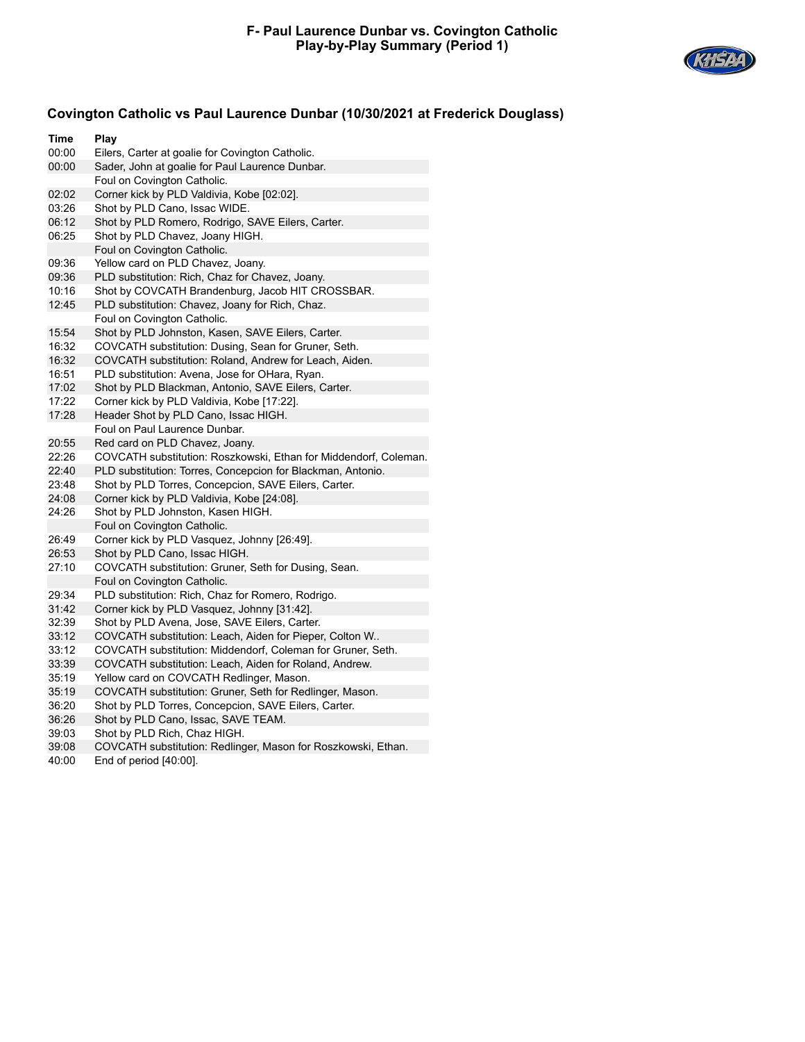# F- Paul Laurence Dunbar vs. Covington Catholic
## Play-by-Play Summary (Period 1)

### Covington Catholic vs Paul Laurence Dunbar (10/30/2021 at Frederick Douglass)

| Time | Play |
| --- | --- |
| 00:00 | Eilers, Carter at goalie for Covington Catholic. |
| 00:00 | Sader, John at goalie for Paul Laurence Dunbar. |
| | Foul on Covington Catholic. |
| 02:02 | Corner kick by PLD Valdivia, Kobe [02:02]. |
| 03:26 | Shot by PLD Cano, Issac WIDE. |
| 06:12 | Shot by PLD Romero, Rodrigo, SAVE Eilers, Carter. |
| 06:25 | Shot by PLD Chavez, Joany HIGH. |
| | Foul on Covington Catholic. |
| 09:36 | Yellow card on PLD Chavez, Joany. |
| 09:36 | PLD substitution: Rich, Chaz for Chavez, Joany. |
| 10:16 | Shot by COVCATH Brandenburg, Jacob HIT CROSSBAR. |
| 12:45 | PLD substitution: Chavez, Joany for Rich, Chaz. |
| | Foul on Covington Catholic. |
| 15:54 | Shot by PLD Johnston, Kasen, SAVE Eilers, Carter. |
| 16:32 | COVCATH substitution: Dusing, Sean for Gruner, Seth. |
| 16:32 | COVCATH substitution: Roland, Andrew for Leach, Aiden. |
| 16:51 | PLD substitution: Avena, Jose for OHara, Ryan. |
| 17:02 | Shot by PLD Blackman, Antonio, SAVE Eilers, Carter. |
| 17:22 | Corner kick by PLD Valdivia, Kobe [17:22]. |
| 17:28 | Header Shot by PLD Cano, Issac HIGH. |
| | Foul on Paul Laurence Dunbar. |
| 20:55 | Red card on PLD Chavez, Joany. |
| 22:26 | COVCATH substitution: Roszkowski, Ethan for Middendorf, Coleman. |
| 22:40 | PLD substitution: Torres, Concepcion for Blackman, Antonio. |
| 23:48 | Shot by PLD Torres, Concepcion, SAVE Eilers, Carter. |
| 24:08 | Corner kick by PLD Valdivia, Kobe [24:08]. |
| 24:26 | Shot by PLD Johnston, Kasen HIGH. |
| | Foul on Covington Catholic. |
| 26:49 | Corner kick by PLD Vasquez, Johnny [26:49]. |
| 26:53 | Shot by PLD Cano, Issac HIGH. |
| 27:10 | COVCATH substitution: Gruner, Seth for Dusing, Sean. |
| | Foul on Covington Catholic. |
| 29:34 | PLD substitution: Rich, Chaz for Romero, Rodrigo. |
| 31:42 | Corner kick by PLD Vasquez, Johnny [31:42]. |
| 32:39 | Shot by PLD Avena, Jose, SAVE Eilers, Carter. |
| 33:12 | COVCATH substitution: Leach, Aiden for Pieper, Colton W.. |
| 33:12 | COVCATH substitution: Middendorf, Coleman for Gruner, Seth. |
| 33:39 | COVCATH substitution: Leach, Aiden for Roland, Andrew. |
| 35:19 | Yellow card on COVCATH Redlinger, Mason. |
| 35:19 | COVCATH substitution: Gruner, Seth for Redlinger, Mason. |
| 36:20 | Shot by PLD Torres, Concepcion, SAVE Eilers, Carter. |
| 36:26 | Shot by PLD Cano, Issac, SAVE TEAM. |
| 39:03 | Shot by PLD Rich, Chaz HIGH. |
| 39:08 | COVCATH substitution: Redlinger, Mason for Roszkowski, Ethan. |
| 40:00 | End of period [40:00]. |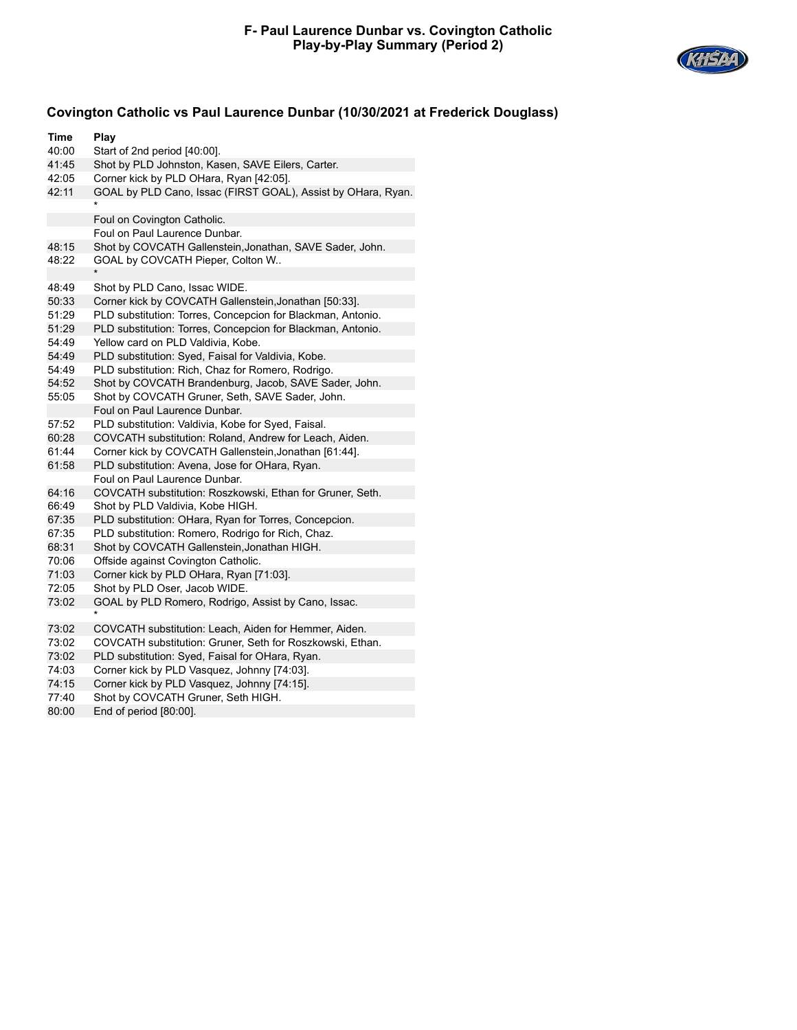# F- Paul Laurence Dunbar vs. Covington Catholic
## Play-by-Play Summary (Period 2)

### Covington Catholic vs Paul Laurence Dunbar (10/30/2021 at Frederick Douglass)

| Time | Play |
|---|---|
| 40:00 | Start of 2nd period [40:00]. |
| 41:45 | Shot by PLD Johnston, Kasen, SAVE Eilers, Carter. |
| 42:05 | Corner kick by PLD OHara, Ryan [42:05]. |
| 42:11 | GOAL by PLD Cano, Issac (FIRST GOAL), Assist by OHara, Ryan. * |
| | Foul on Covington Catholic. |
| | Foul on Paul Laurence Dunbar. |
| 48:15 | Shot by COVCATH Gallenstein,Jonathan, SAVE Sader, John. |
| 48:22 | GOAL by COVCATH Pieper, Colton W.. * |
| 48:49 | Shot by PLD Cano, Issac WIDE. |
| 50:33 | Corner kick by COVCATH Gallenstein,Jonathan [50:33]. |
| 51:29 | PLD substitution: Torres, Concepcion for Blackman, Antonio. |
| 51:29 | PLD substitution: Torres, Concepcion for Blackman, Antonio. |
| 54:49 | Yellow card on PLD Valdivia, Kobe. |
| 54:49 | PLD substitution: Syed, Faisal for Valdivia, Kobe. |
| 54:49 | PLD substitution: Rich, Chaz for Romero, Rodrigo. |
| 54:52 | Shot by COVCATH Brandenburg, Jacob, SAVE Sader, John. |
| 55:05 | Shot by COVCATH Gruner, Seth, SAVE Sader, John. |
| | Foul on Paul Laurence Dunbar. |
| 57:52 | PLD substitution: Valdivia, Kobe for Syed, Faisal. |
| 60:28 | COVCATH substitution: Roland, Andrew for Leach, Aiden. |
| 61:44 | Corner kick by COVCATH Gallenstein,Jonathan [61:44]. |
| 61:58 | PLD substitution: Avena, Jose for OHara, Ryan. |
| | Foul on Paul Laurence Dunbar. |
| 64:16 | COVCATH substitution: Roszkowski, Ethan for Gruner, Seth. |
| 66:49 | Shot by PLD Valdivia, Kobe HIGH. |
| 67:35 | PLD substitution: OHara, Ryan for Torres, Concepcion. |
| 67:35 | PLD substitution: Romero, Rodrigo for Rich, Chaz. |
| 68:31 | Shot by COVCATH Gallenstein,Jonathan HIGH. |
| 70:06 | Offside against Covington Catholic. |
| 71:03 | Corner kick by PLD OHara, Ryan [71:03]. |
| 72:05 | Shot by PLD Oser, Jacob WIDE. |
| 73:02 | GOAL by PLD Romero, Rodrigo, Assist by Cano, Issac. * |
| 73:02 | COVCATH substitution: Leach, Aiden for Hemmer, Aiden. |
| 73:02 | COVCATH substitution: Gruner, Seth for Roszkowski, Ethan. |
| 73:02 | PLD substitution: Syed, Faisal for OHara, Ryan. |
| 74:03 | Corner kick by PLD Vasquez, Johnny [74:03]. |
| 74:15 | Corner kick by PLD Vasquez, Johnny [74:15]. |
| 77:40 | Shot by COVCATH Gruner, Seth HIGH. |
| 80:00 | End of period [80:00]. |